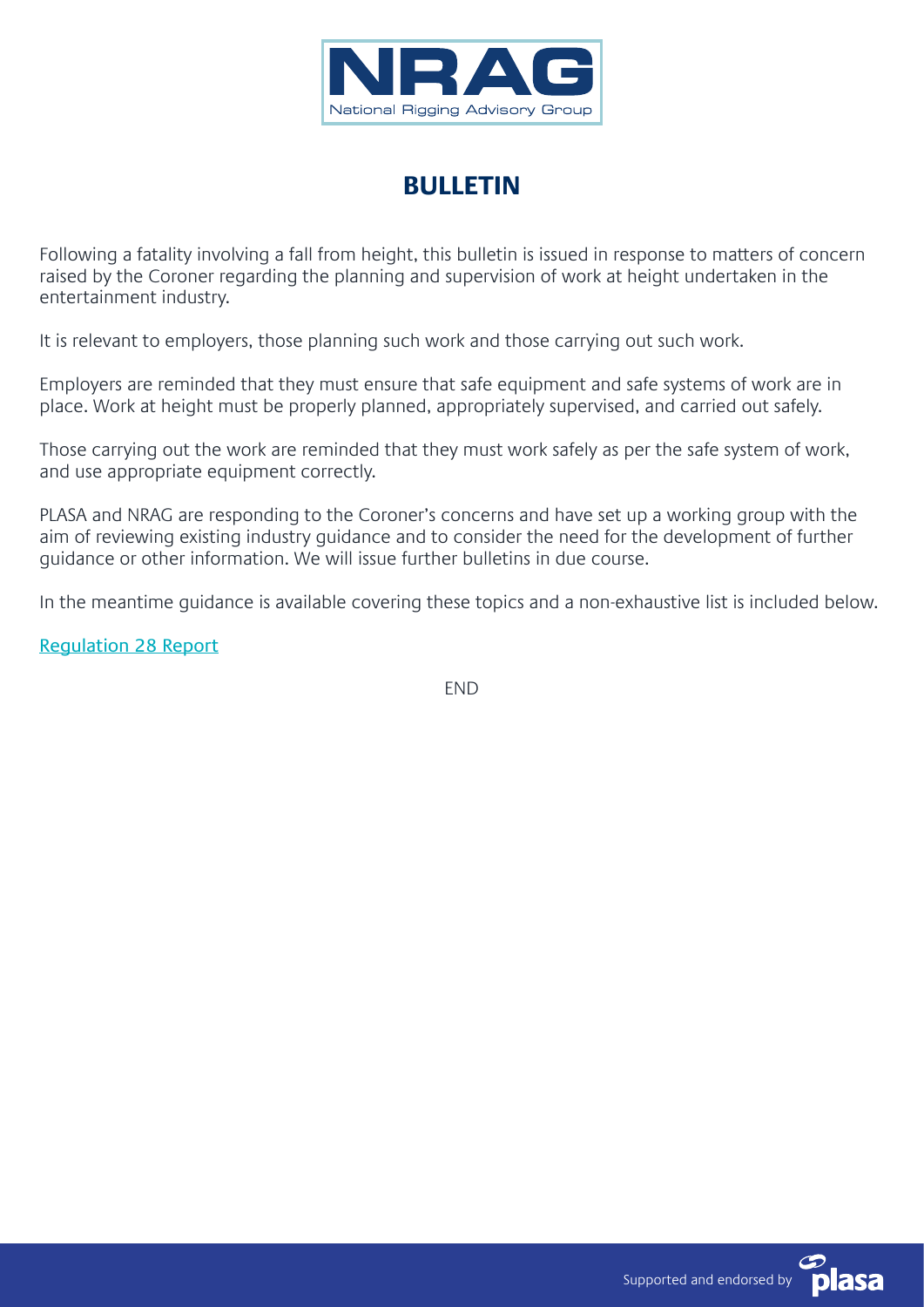NRAG

National Rigging Advisory Group

# BULLETIN

Following a fatality involving a fall from height, this bulletin is issued in response to matters of concern raised by the Coroner regarding the planning and supervision of work at height undertaken in the entertainment industry.

It is relevant to employers, those planning such work and those carrying out such work.

Employers are reminded that they must ensure that safe equipment and safe systems of work are in place. Work at height must be properly planned, appropriately supervised, and carried out safely.

Those carrying out the work are reminded that they must work safely as per the safe system of work, and use appropriate equipment correctly.

PLASA and NRAG are responding to the Coroner's concerns and have set up a working group with the aim of reviewing existing industry guidance and to consider the need for the development of further guidance or other information. We will issue further bulletins in due course.

In the meantime guidance is available covering these topics and a non-exhaustive list is included below.

Regulation 28 Report

END

Supported and endorsed by plasa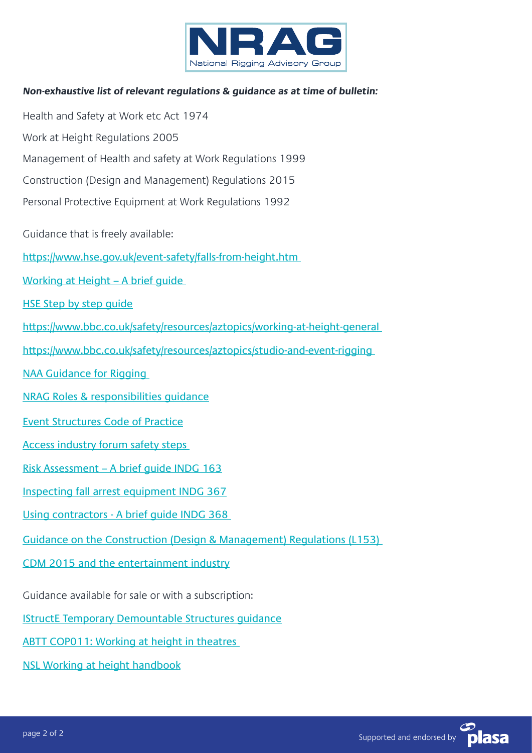***Non-exhaustive list of relevant regulations & guidance as at time of bulletin:***

Health and Safety at Work etc Act 1974

Work at Height Regulations 2005

Management of Health and safety at Work Regulations 1999

Construction (Design and Management) Regulations 2015

Personal Protective Equipment at Work Regulations 1992

Guidance that is freely available:

https://www.hse.gov.uk/event-safety/falls-from-height.htm

Working at Height – A brief guide

HSE Step by step guide

https://www.bbc.co.uk/safety/resources/aztopics/working-at-height-general

https://www.bbc.co.uk/safety/resources/aztopics/studio-and-event-rigging

NAA Guidance for Rigging

NRAG Roles & responsibilities guidance

Event Structures Code of Practice

Access industry forum safety steps

Risk Assessment – A brief guide INDG 163

Inspecting fall arrest equipment INDG 367

Using contractors - A brief guide INDG 368

Guidance on the Construction (Design & Management) Regulations (L153)

CDM 2015 and the entertainment industry

Guidance available for sale or with a subscription:

IStructE Temporary Demountable Structures guidance

ABTT COP011: Working at height in theatres

NSL Working at height handbook

Supported and endorsed by plasa